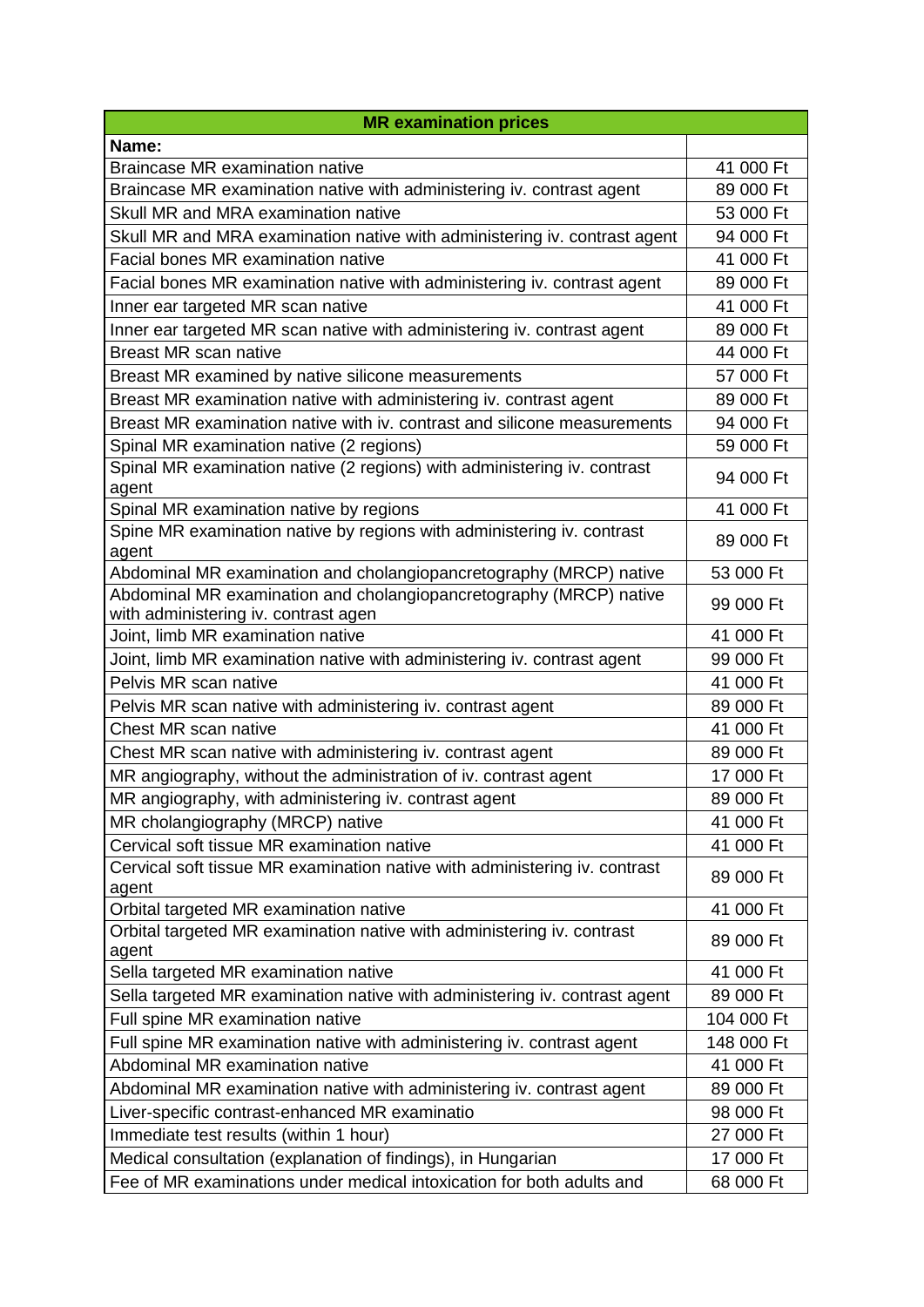| MR examination prices | |
|---|---|
| **Name:** | |
| Braincase MR examination native | 41 000 Ft |
| Braincase MR examination native with administering iv. contrast agent | 89 000 Ft |
| Skull MR and MRA examination native | 53 000 Ft |
| Skull MR and MRA examination native with administering iv. contrast agent | 94 000 Ft |
| Facial bones MR examination native | 41 000 Ft |
| Facial bones MR examination native with administering iv. contrast agent | 89 000 Ft |
| Inner ear targeted MR scan native | 41 000 Ft |
| Inner ear targeted MR scan native with administering iv. contrast agent | 89 000 Ft |
| Breast MR scan native | 44 000 Ft |
| Breast MR examined by native silicone measurements | 57 000 Ft |
| Breast MR examination native with administering iv. contrast agent | 89 000 Ft |
| Breast MR examination native with iv. contrast and silicone measurements | 94 000 Ft |
| Spinal MR examination native (2 regions) | 59 000 Ft |
| Spinal MR examination native (2 regions) with administering iv. contrast agent | 94 000 Ft |
| Spinal MR examination native by regions | 41 000 Ft |
| Spine MR examination native by regions with administering iv. contrast agent | 89 000 Ft |
| Abdominal MR examination and cholangiopancretography (MRCP) native | 53 000 Ft |
| Abdominal MR examination and cholangiopancretography (MRCP) native with administering iv. contrast agen | 99 000 Ft |
| Joint, limb MR examination native | 41 000 Ft |
| Joint, limb MR examination native with administering iv. contrast agent | 99 000 Ft |
| Pelvis MR scan native | 41 000 Ft |
| Pelvis MR scan native with administering iv. contrast agent | 89 000 Ft |
| Chest MR scan native | 41 000 Ft |
| Chest MR scan native with administering iv. contrast agent | 89 000 Ft |
| MR angiography, without the administration of iv. contrast agent | 17 000 Ft |
| MR angiography, with administering iv. contrast agent | 89 000 Ft |
| MR cholangiography (MRCP) native | 41 000 Ft |
| Cervical soft tissue MR examination native | 41 000 Ft |
| Cervical soft tissue MR examination native with administering iv. contrast agent | 89 000 Ft |
| Orbital targeted MR examination native | 41 000 Ft |
| Orbital targeted MR examination native with administering iv. contrast agent | 89 000 Ft |
| Sella targeted MR examination native | 41 000 Ft |
| Sella targeted MR examination native with administering iv. contrast agent | 89 000 Ft |
| Full spine MR examination native | 104 000 Ft |
| Full spine MR examination native with administering iv. contrast agent | 148 000 Ft |
| Abdominal MR examination native | 41 000 Ft |
| Abdominal MR examination native with administering iv. contrast agent | 89 000 Ft |
| Liver-specific contrast-enhanced MR examinatio | 98 000 Ft |
| Immediate test results (within 1 hour) | 27 000 Ft |
| Medical consultation (explanation of findings), in Hungarian | 17 000 Ft |
| Fee of MR examinations under medical intoxication for both adults and | 68 000 Ft |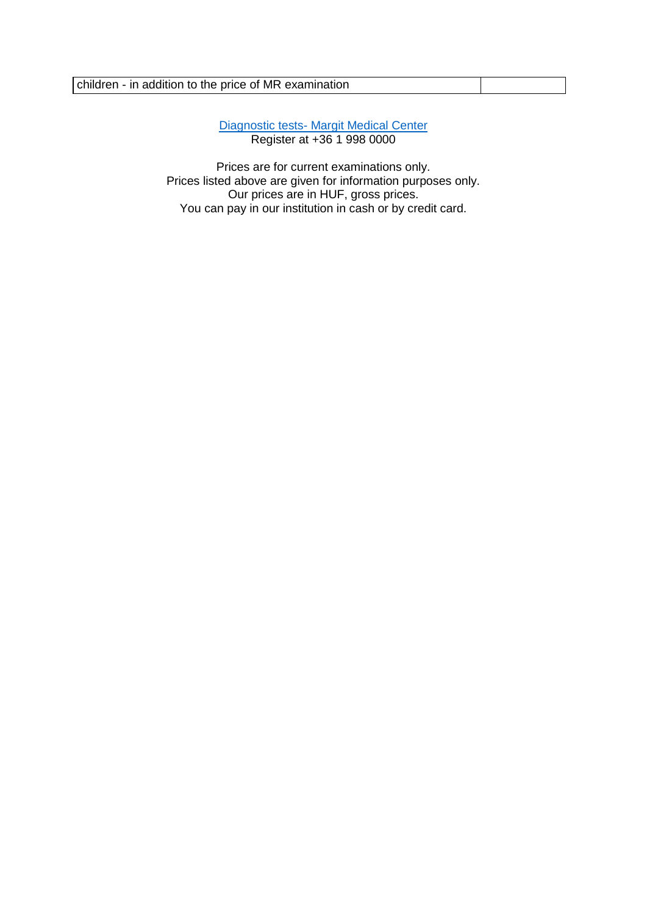| | |
|---|---|
| children - in addition to the price of MR examination | |

Diagnostic tests- Margit Medical Center
Register at +36 1 998 0000

Prices are for current examinations only.
Prices listed above are given for information purposes only.
Our prices are in HUF, gross prices.
You can pay in our institution in cash or by credit card.